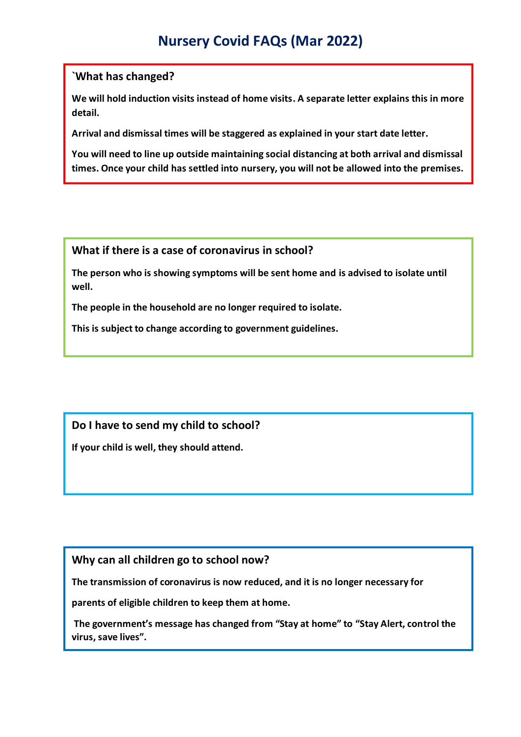# Nursery Covid FAQs (Mar 2022)

## `What has changed?

**We will hold induction visits instead of home visits. A separate letter explains this in more detail.**

**Arrival and dismissal times will be staggered as explained in your start date letter.**

**You will need to line up outside maintaining social distancing at both arrival and dismissal times. Once your child has settled into nursery, you will not be allowed into the premises.**

## What if there is a case of coronavirus in school?

**The person who is showing symptoms will be sent home and is advised to isolate until well.**

**The people in the household are no longer required to isolate.**

**This is subject to change according to government guidelines.**

## Do I have to send my child to school?

**If your child is well, they should attend.**

## Why can all children go to school now?

**The transmission of coronavirus is now reduced, and it is no longer necessary for parents of eligible children to keep them at home.**

**The government's message has changed from "Stay at home" to "Stay Alert, control the virus, save lives".**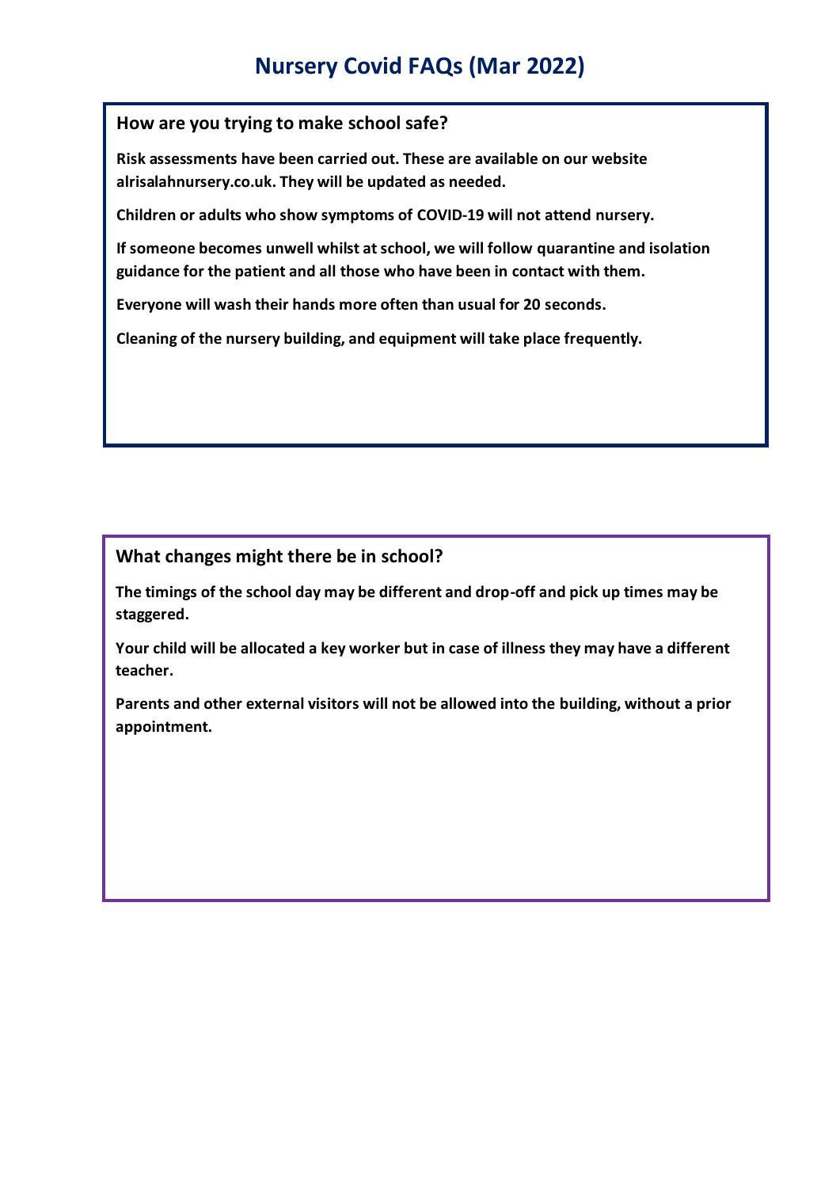# Nursery Covid FAQs (Mar 2022)

## How are you trying to make school safe?

**Risk assessments have been carried out. These are available on our website alrisalahnursery.co.uk. They will be updated as needed.**

**Children or adults who show symptoms of COVID-19 will not attend nursery.**

**If someone becomes unwell whilst at school, we will follow quarantine and isolation guidance for the patient and all those who have been in contact with them.**

**Everyone will wash their hands more often than usual for 20 seconds.**

**Cleaning of the nursery building, and equipment will take place frequently.**

## What changes might there be in school?

**The timings of the school day may be different and drop-off and pick up times may be staggered.**

**Your child will be allocated a key worker but in case of illness they may have a different teacher.**

**Parents and other external visitors will not be allowed into the building, without a prior appointment.**